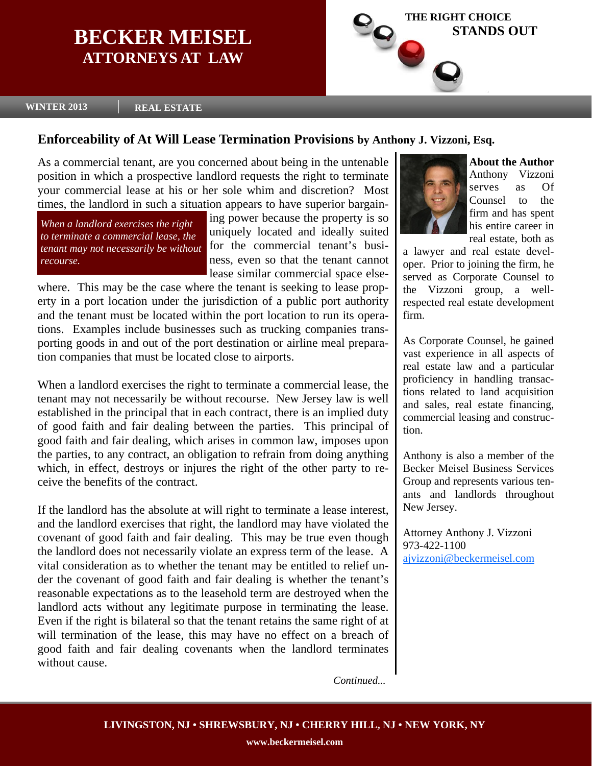# BECKER MEISEL
## ATTORNEYS AT LAW

THE RIGHT CHOICE
STANDS OUT

WINTER 2013 | REAL ESTATE

## Enforceability of At Will Lease Termination Provisions by Anthony J. Vizzoni, Esq.

As a commercial tenant, are you concerned about being in the untenable position in which a prospective landlord requests the right to terminate your commercial lease at his or her sole whim and discretion? Most times, the landlord in such a situation appears to have superior bargaining power because the property is so uniquely located and ideally suited for the commercial tenant's business, even so that the tenant cannot lease similar commercial space elsewhere. This may be the case where the tenant is seeking to lease property in a port location under the jurisdiction of a public port authority and the tenant must be located within the port location to run its operations. Examples include businesses such as trucking companies transporting goods in and out of the port destination or airline meal preparation companies that must be located close to airports.

*When a landlord exercises the right to terminate a commercial lease, the tenant may not necessarily be without recourse.*

When a landlord exercises the right to terminate a commercial lease, the tenant may not necessarily be without recourse. New Jersey law is well established in the principal that in each contract, there is an implied duty of good faith and fair dealing between the parties. This principal of good faith and fair dealing, which arises in common law, imposes upon the parties, to any contract, an obligation to refrain from doing anything which, in effect, destroys or injures the right of the other party to receive the benefits of the contract.

If the landlord has the absolute at will right to terminate a lease interest, and the landlord exercises that right, the landlord may have violated the covenant of good faith and fair dealing. This may be true even though the landlord does not necessarily violate an express term of the lease. A vital consideration as to whether the tenant may be entitled to relief under the covenant of good faith and fair dealing is whether the tenant's reasonable expectations as to the leasehold term are destroyed when the landlord acts without any legitimate purpose in terminating the lease. Even if the right is bilateral so that the tenant retains the same right of at will termination of the lease, this may have no effect on a breach of good faith and fair dealing covenants when the landlord terminates without cause.

*Continued...*

**About the Author**
Anthony Vizzoni serves as Of Counsel to the firm and has spent his entire career in real estate, both as a lawyer and real estate developer. Prior to joining the firm, he served as Corporate Counsel to the Vizzoni group, a well-respected real estate development firm.

As Corporate Counsel, he gained vast experience in all aspects of real estate law and a particular proficiency in handling transactions related to land acquisition and sales, real estate financing, commercial leasing and construction.

Anthony is also a member of the Becker Meisel Business Services Group and represents various tenants and landlords throughout New Jersey.

Attorney Anthony J. Vizzoni
973-422-1100
ajvizzoni@beckermeisel.com

LIVINGSTON, NJ • SHREWSBURY, NJ • CHERRY HILL, NJ • NEW YORK, NY
www.beckermeisel.com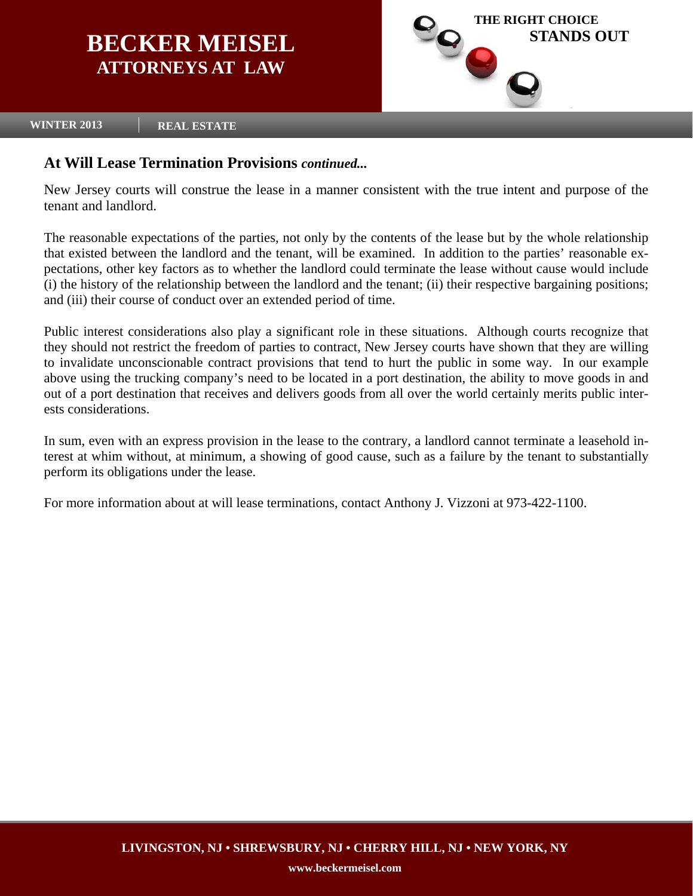## At Will Lease Termination Provisions *continued...*

New Jersey courts will construe the lease in a manner consistent with the true intent and purpose of the tenant and landlord.

The reasonable expectations of the parties, not only by the contents of the lease but by the whole relationship that existed between the landlord and the tenant, will be examined. In addition to the parties' reasonable expectations, other key factors as to whether the landlord could terminate the lease without cause would include (i) the history of the relationship between the landlord and the tenant; (ii) their respective bargaining positions; and (iii) their course of conduct over an extended period of time.

Public interest considerations also play a significant role in these situations. Although courts recognize that they should not restrict the freedom of parties to contract, New Jersey courts have shown that they are willing to invalidate unconscionable contract provisions that tend to hurt the public in some way. In our example above using the trucking company's need to be located in a port destination, the ability to move goods in and out of a port destination that receives and delivers goods from all over the world certainly merits public interests considerations.

In sum, even with an express provision in the lease to the contrary, a landlord cannot terminate a leasehold interest at whim without, at minimum, a showing of good cause, such as a failure by the tenant to substantially perform its obligations under the lease.

For more information about at will lease terminations, contact Anthony J. Vizzoni at 973-422-1100.